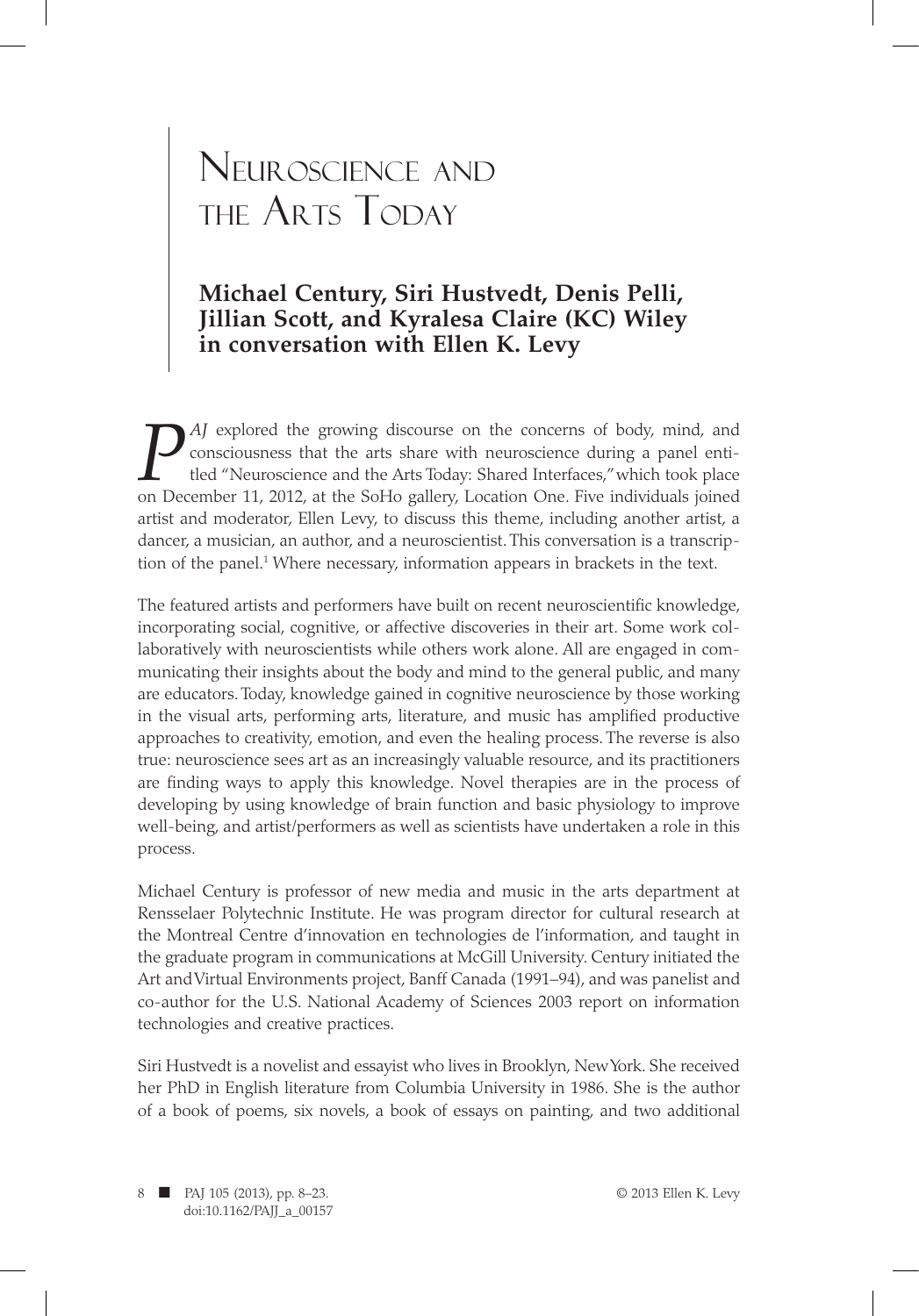# Neuroscience and the Arts Today

**Michael Century, Siri Hustvedt, Denis Pelli, Jillian Scott, and Kyralesa Claire (KC) Wiley in conversation with Ellen K. Levy**

*PAJ* explored the growing discourse on the concerns of body, mind, and consciousness that the arts share with neuroscience during a panel entitled "Neuroscience and the Arts Today: Shared Interfaces," which took place on December 11, 2012, at the SoHo gallery, Location One. Five individuals joined artist and moderator, Ellen Levy, to discuss this theme, including another artist, a dancer, a musician, an author, and a neuroscientist. This conversation is a transcription of the panel.[1] Where necessary, information appears in brackets in the text.

The featured artists and performers have built on recent neuroscientific knowledge, incorporating social, cognitive, or affective discoveries in their art. Some work collaboratively with neuroscientists while others work alone. All are engaged in communicating their insights about the body and mind to the general public, and many are educators. Today, knowledge gained in cognitive neuroscience by those working in the visual arts, performing arts, literature, and music has amplified productive approaches to creativity, emotion, and even the healing process. The reverse is also true: neuroscience sees art as an increasingly valuable resource, and its practitioners are finding ways to apply this knowledge. Novel therapies are in the process of developing by using knowledge of brain function and basic physiology to improve well-being, and artist/performers as well as scientists have undertaken a role in this process.

Michael Century is professor of new media and music in the arts department at Rensselaer Polytechnic Institute. He was program director for cultural research at the Montreal Centre d'innovation en technologies de l'information, and taught in the graduate program in communications at McGill University. Century initiated the Art and Virtual Environments project, Banff Canada (1991–94), and was panelist and co-author for the U.S. National Academy of Sciences 2003 report on information technologies and creative practices.

Siri Hustvedt is a novelist and essayist who lives in Brooklyn, New York. She received her PhD in English literature from Columbia University in 1986. She is the author of a book of poems, six novels, a book of essays on painting, and two additional

PAJ 105 (2013), pp. 8–23.
doi:10.1162/PAJJ_a_00157

© 2013 Ellen K. Levy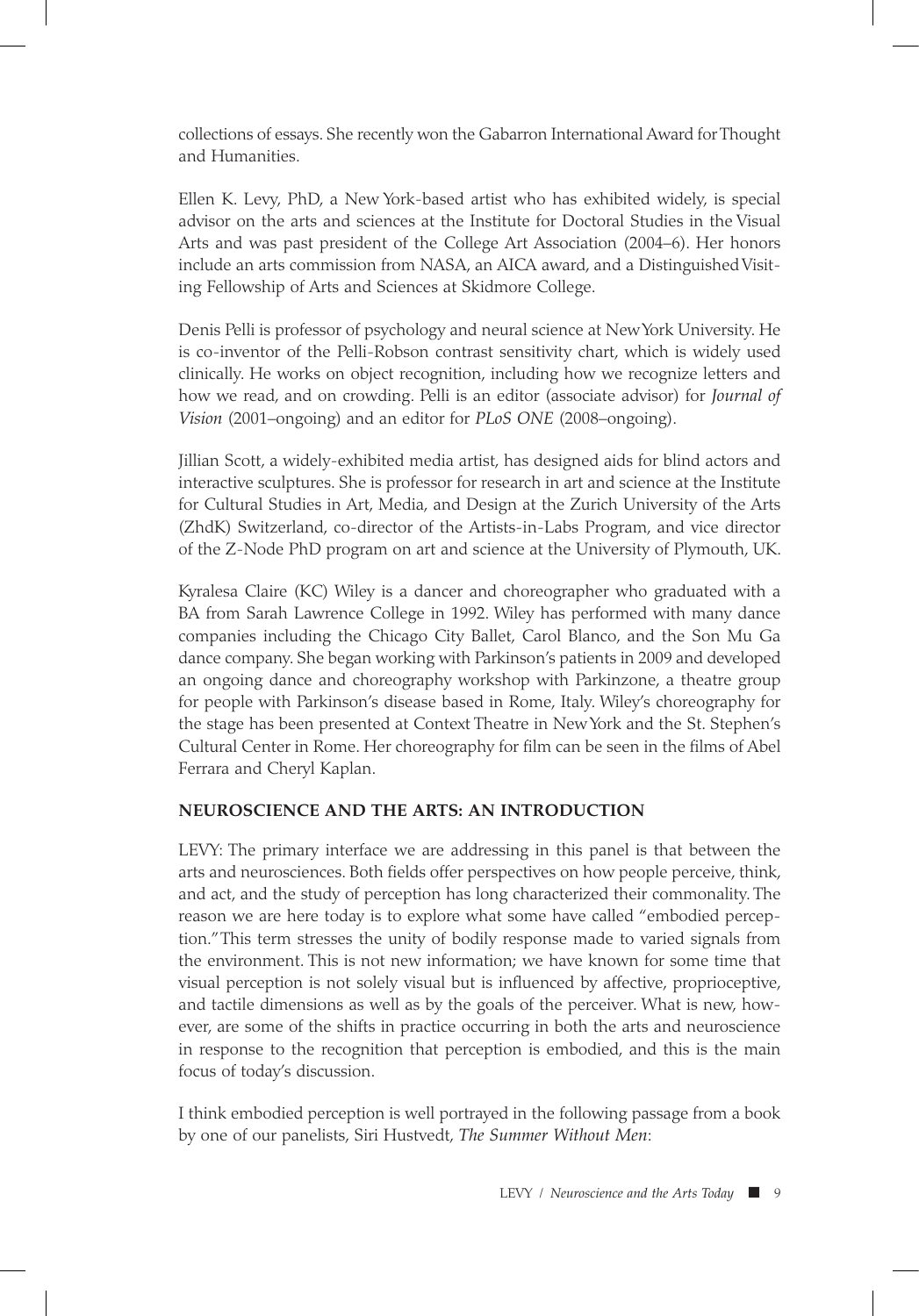collections of essays. She recently won the Gabarron International Award for Thought and Humanities.

Ellen K. Levy, PhD, a New York-based artist who has exhibited widely, is special advisor on the arts and sciences at the Institute for Doctoral Studies in the Visual Arts and was past president of the College Art Association (2004–6). Her honors include an arts commission from NASA, an AICA award, and a Distinguished Visiting Fellowship of Arts and Sciences at Skidmore College.

Denis Pelli is professor of psychology and neural science at New York University. He is co-inventor of the Pelli-Robson contrast sensitivity chart, which is widely used clinically. He works on object recognition, including how we recognize letters and how we read, and on crowding. Pelli is an editor (associate advisor) for *Journal of Vision* (2001–ongoing) and an editor for *PLoS ONE* (2008–ongoing).

Jillian Scott, a widely-exhibited media artist, has designed aids for blind actors and interactive sculptures. She is professor for research in art and science at the Institute for Cultural Studies in Art, Media, and Design at the Zurich University of the Arts (ZhdK) Switzerland, co-director of the Artists-in-Labs Program, and vice director of the Z-Node PhD program on art and science at the University of Plymouth, UK.

Kyralesa Claire (KC) Wiley is a dancer and choreographer who graduated with a BA from Sarah Lawrence College in 1992. Wiley has performed with many dance companies including the Chicago City Ballet, Carol Blanco, and the Son Mu Ga dance company. She began working with Parkinson's patients in 2009 and developed an ongoing dance and choreography workshop with Parkinzone, a theatre group for people with Parkinson's disease based in Rome, Italy. Wiley's choreography for the stage has been presented at Context Theatre in New York and the St. Stephen's Cultural Center in Rome. Her choreography for film can be seen in the films of Abel Ferrara and Cheryl Kaplan.

## NEUROSCIENCE AND THE ARTS: AN INTRODUCTION

LEVY: The primary interface we are addressing in this panel is that between the arts and neurosciences. Both fields offer perspectives on how people perceive, think, and act, and the study of perception has long characterized their commonality. The reason we are here today is to explore what some have called "embodied perception." This term stresses the unity of bodily response made to varied signals from the environment. This is not new information; we have known for some time that visual perception is not solely visual but is influenced by affective, proprioceptive, and tactile dimensions as well as by the goals of the perceiver. What is new, however, are some of the shifts in practice occurring in both the arts and neuroscience in response to the recognition that perception is embodied, and this is the main focus of today's discussion.

I think embodied perception is well portrayed in the following passage from a book by one of our panelists, Siri Hustvedt, *The Summer Without Men*: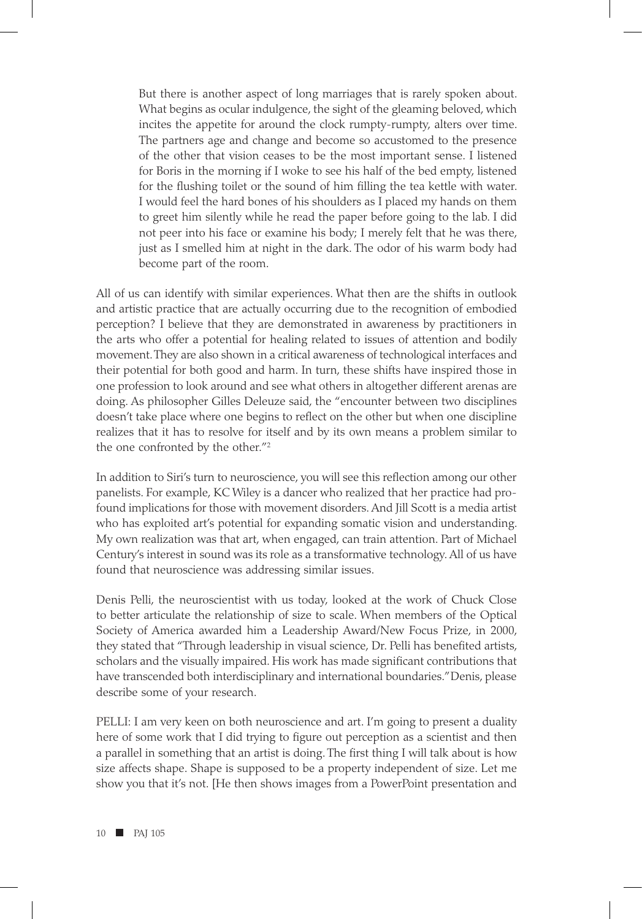> But there is another aspect of long marriages that is rarely spoken about. What begins as ocular indulgence, the sight of the gleaming beloved, which incites the appetite for around the clock rumpty-rumpty, alters over time. The partners age and change and become so accustomed to the presence of the other that vision ceases to be the most important sense. I listened for Boris in the morning if I woke to see his half of the bed empty, listened for the flushing toilet or the sound of him filling the tea kettle with water. I would feel the hard bones of his shoulders as I placed my hands on them to greet him silently while he read the paper before going to the lab. I did not peer into his face or examine his body; I merely felt that he was there, just as I smelled him at night in the dark. The odor of his warm body had become part of the room.

All of us can identify with similar experiences. What then are the shifts in outlook and artistic practice that are actually occurring due to the recognition of embodied perception? I believe that they are demonstrated in awareness by practitioners in the arts who offer a potential for healing related to issues of attention and bodily movement. They are also shown in a critical awareness of technological interfaces and their potential for both good and harm. In turn, these shifts have inspired those in one profession to look around and see what others in altogether different arenas are doing. As philosopher Gilles Deleuze said, the "encounter between two disciplines doesn't take place where one begins to reflect on the other but when one discipline realizes that it has to resolve for itself and by its own means a problem similar to the one confronted by the other."[2]

In addition to Siri's turn to neuroscience, you will see this reflection among our other panelists. For example, KC Wiley is a dancer who realized that her practice had profound implications for those with movement disorders. And Jill Scott is a media artist who has exploited art's potential for expanding somatic vision and understanding. My own realization was that art, when engaged, can train attention. Part of Michael Century's interest in sound was its role as a transformative technology. All of us have found that neuroscience was addressing similar issues.

Denis Pelli, the neuroscientist with us today, looked at the work of Chuck Close to better articulate the relationship of size to scale. When members of the Optical Society of America awarded him a Leadership Award/New Focus Prize, in 2000, they stated that "Through leadership in visual science, Dr. Pelli has benefited artists, scholars and the visually impaired. His work has made significant contributions that have transcended both interdisciplinary and international boundaries." Denis, please describe some of your research.

PELLI: I am very keen on both neuroscience and art. I'm going to present a duality here of some work that I did trying to figure out perception as a scientist and then a parallel in something that an artist is doing. The first thing I will talk about is how size affects shape. Shape is supposed to be a property independent of size. Let me show you that it's not. [He then shows images from a PowerPoint presentation and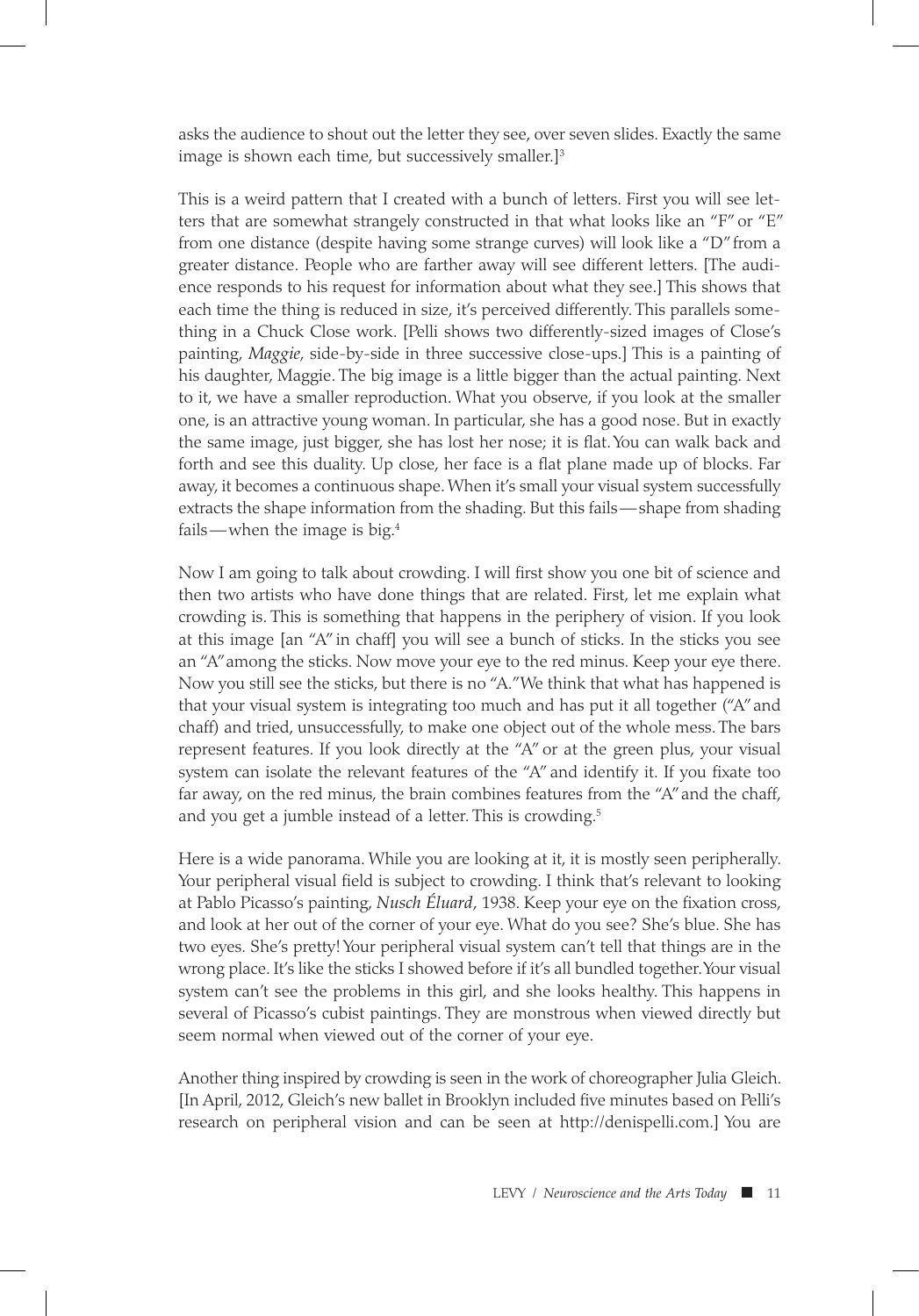asks the audience to shout out the letter they see, over seven slides. Exactly the same image is shown each time, but successively smaller.][3]

This is a weird pattern that I created with a bunch of letters. First you will see letters that are somewhat strangely constructed in that what looks like an "F" or "E" from one distance (despite having some strange curves) will look like a "D" from a greater distance. People who are farther away will see different letters. [The audience responds to his request for information about what they see.] This shows that each time the thing is reduced in size, it's perceived differently. This parallels something in a Chuck Close work. [Pelli shows two differently-sized images of Close's painting, *Maggie*, side-by-side in three successive close-ups.] This is a painting of his daughter, Maggie. The big image is a little bigger than the actual painting. Next to it, we have a smaller reproduction. What you observe, if you look at the smaller one, is an attractive young woman. In particular, she has a good nose. But in exactly the same image, just bigger, she has lost her nose; it is flat. You can walk back and forth and see this duality. Up close, her face is a flat plane made up of blocks. Far away, it becomes a continuous shape. When it's small your visual system successfully extracts the shape information from the shading. But this fails—shape from shading fails—when the image is big.[4]

Now I am going to talk about crowding. I will first show you one bit of science and then two artists who have done things that are related. First, let me explain what crowding is. This is something that happens in the periphery of vision. If you look at this image [an "A" in chaff] you will see a bunch of sticks. In the sticks you see an "A" among the sticks. Now move your eye to the red minus. Keep your eye there. Now you still see the sticks, but there is no "A." We think that what has happened is that your visual system is integrating too much and has put it all together ("A" and chaff) and tried, unsuccessfully, to make one object out of the whole mess. The bars represent features. If you look directly at the "A" or at the green plus, your visual system can isolate the relevant features of the "A" and identify it. If you fixate too far away, on the red minus, the brain combines features from the "A" and the chaff, and you get a jumble instead of a letter. This is crowding.[5]

Here is a wide panorama. While you are looking at it, it is mostly seen peripherally. Your peripheral visual field is subject to crowding. I think that's relevant to looking at Pablo Picasso's painting, *Nusch Éluard*, 1938. Keep your eye on the fixation cross, and look at her out of the corner of your eye. What do you see? She's blue. She has two eyes. She's pretty! Your peripheral visual system can't tell that things are in the wrong place. It's like the sticks I showed before if it's all bundled together. Your visual system can't see the problems in this girl, and she looks healthy. This happens in several of Picasso's cubist paintings. They are monstrous when viewed directly but seem normal when viewed out of the corner of your eye.

Another thing inspired by crowding is seen in the work of choreographer Julia Gleich. [In April, 2012, Gleich's new ballet in Brooklyn included five minutes based on Pelli's research on peripheral vision and can be seen at http://denispelli.com.] You are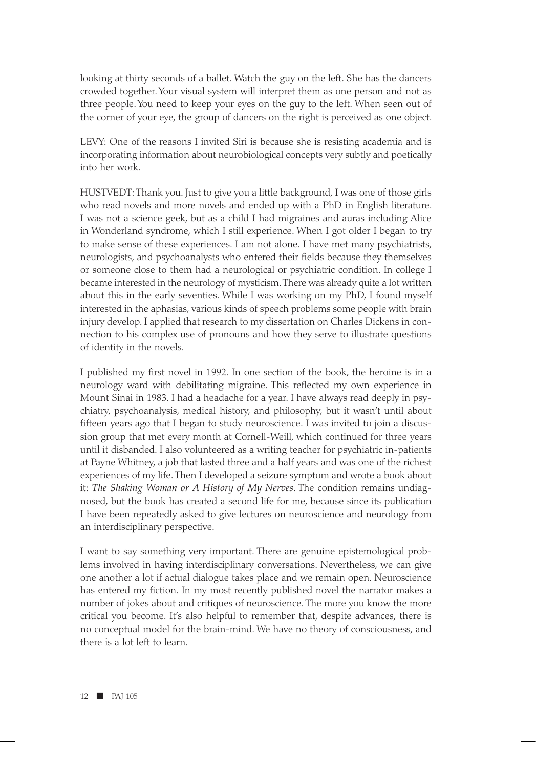looking at thirty seconds of a ballet. Watch the guy on the left. She has the dancers crowded together. Your visual system will interpret them as one person and not as three people. You need to keep your eyes on the guy to the left. When seen out of the corner of your eye, the group of dancers on the right is perceived as one object.

LEVY: One of the reasons I invited Siri is because she is resisting academia and is incorporating information about neurobiological concepts very subtly and poetically into her work.

HUSTVEDT: Thank you. Just to give you a little background, I was one of those girls who read novels and more novels and ended up with a PhD in English literature. I was not a science geek, but as a child I had migraines and auras including Alice in Wonderland syndrome, which I still experience. When I got older I began to try to make sense of these experiences. I am not alone. I have met many psychiatrists, neurologists, and psychoanalysts who entered their fields because they themselves or someone close to them had a neurological or psychiatric condition. In college I became interested in the neurology of mysticism. There was already quite a lot written about this in the early seventies. While I was working on my PhD, I found myself interested in the aphasias, various kinds of speech problems some people with brain injury develop. I applied that research to my dissertation on Charles Dickens in connection to his complex use of pronouns and how they serve to illustrate questions of identity in the novels.

I published my first novel in 1992. In one section of the book, the heroine is in a neurology ward with debilitating migraine. This reflected my own experience in Mount Sinai in 1983. I had a headache for a year. I have always read deeply in psychiatry, psychoanalysis, medical history, and philosophy, but it wasn't until about fifteen years ago that I began to study neuroscience. I was invited to join a discussion group that met every month at Cornell-Weill, which continued for three years until it disbanded. I also volunteered as a writing teacher for psychiatric in-patients at Payne Whitney, a job that lasted three and a half years and was one of the richest experiences of my life. Then I developed a seizure symptom and wrote a book about it: *The Shaking Woman or A History of My Nerves*. The condition remains undiagnosed, but the book has created a second life for me, because since its publication I have been repeatedly asked to give lectures on neuroscience and neurology from an interdisciplinary perspective.

I want to say something very important. There are genuine epistemological problems involved in having interdisciplinary conversations. Nevertheless, we can give one another a lot if actual dialogue takes place and we remain open. Neuroscience has entered my fiction. In my most recently published novel the narrator makes a number of jokes about and critiques of neuroscience. The more you know the more critical you become. It's also helpful to remember that, despite advances, there is no conceptual model for the brain-mind. We have no theory of consciousness, and there is a lot left to learn.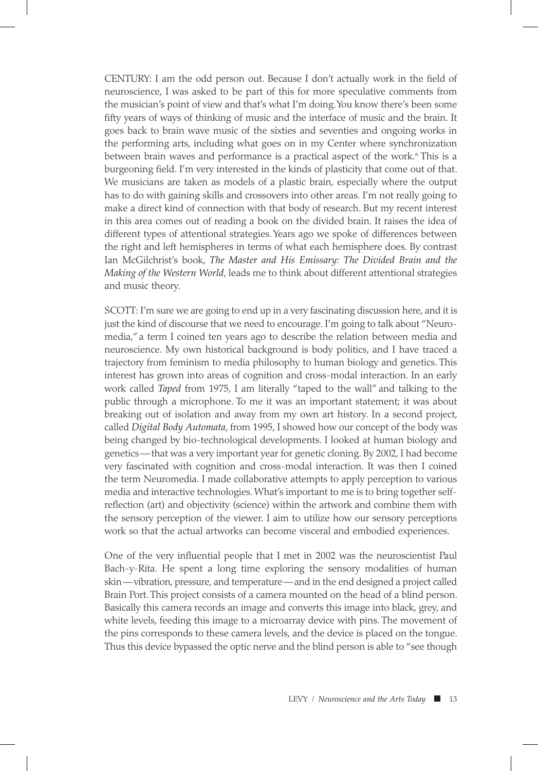CENTURY: I am the odd person out. Because I don't actually work in the field of neuroscience, I was asked to be part of this for more speculative comments from the musician's point of view and that's what I'm doing. You know there's been some fifty years of ways of thinking of music and the interface of music and the brain. It goes back to brain wave music of the sixties and seventies and ongoing works in the performing arts, including what goes on in my Center where synchronization between brain waves and performance is a practical aspect of the work.[6] This is a burgeoning field. I'm very interested in the kinds of plasticity that come out of that. We musicians are taken as models of a plastic brain, especially where the output has to do with gaining skills and crossovers into other areas. I'm not really going to make a direct kind of connection with that body of research. But my recent interest in this area comes out of reading a book on the divided brain. It raises the idea of different types of attentional strategies. Years ago we spoke of differences between the right and left hemispheres in terms of what each hemisphere does. By contrast Ian McGilchrist's book, *The Master and His Emissary: The Divided Brain and the Making of the Western World*, leads me to think about different attentional strategies and music theory.

SCOTT: I'm sure we are going to end up in a very fascinating discussion here, and it is just the kind of discourse that we need to encourage. I'm going to talk about "Neuromedia," a term I coined ten years ago to describe the relation between media and neuroscience. My own historical background is body politics, and I have traced a trajectory from feminism to media philosophy to human biology and genetics. This interest has grown into areas of cognition and cross-modal interaction. In an early work called *Taped* from 1975, I am literally "taped to the wall" and talking to the public through a microphone. To me it was an important statement; it was about breaking out of isolation and away from my own art history. In a second project, called *Digital Body Automata*, from 1995, I showed how our concept of the body was being changed by bio-technological developments. I looked at human biology and genetics—that was a very important year for genetic cloning. By 2002, I had become very fascinated with cognition and cross-modal interaction. It was then I coined the term Neuromedia. I made collaborative attempts to apply perception to various media and interactive technologies. What's important to me is to bring together self-reflection (art) and objectivity (science) within the artwork and combine them with the sensory perception of the viewer. I aim to utilize how our sensory perceptions work so that the actual artworks can become visceral and embodied experiences.

One of the very influential people that I met in 2002 was the neuroscientist Paul Bach-y-Rita. He spent a long time exploring the sensory modalities of human skin—vibration, pressure, and temperature—and in the end designed a project called Brain Port. This project consists of a camera mounted on the head of a blind person. Basically this camera records an image and converts this image into black, grey, and white levels, feeding this image to a microarray device with pins. The movement of the pins corresponds to these camera levels, and the device is placed on the tongue. Thus this device bypassed the optic nerve and the blind person is able to "see though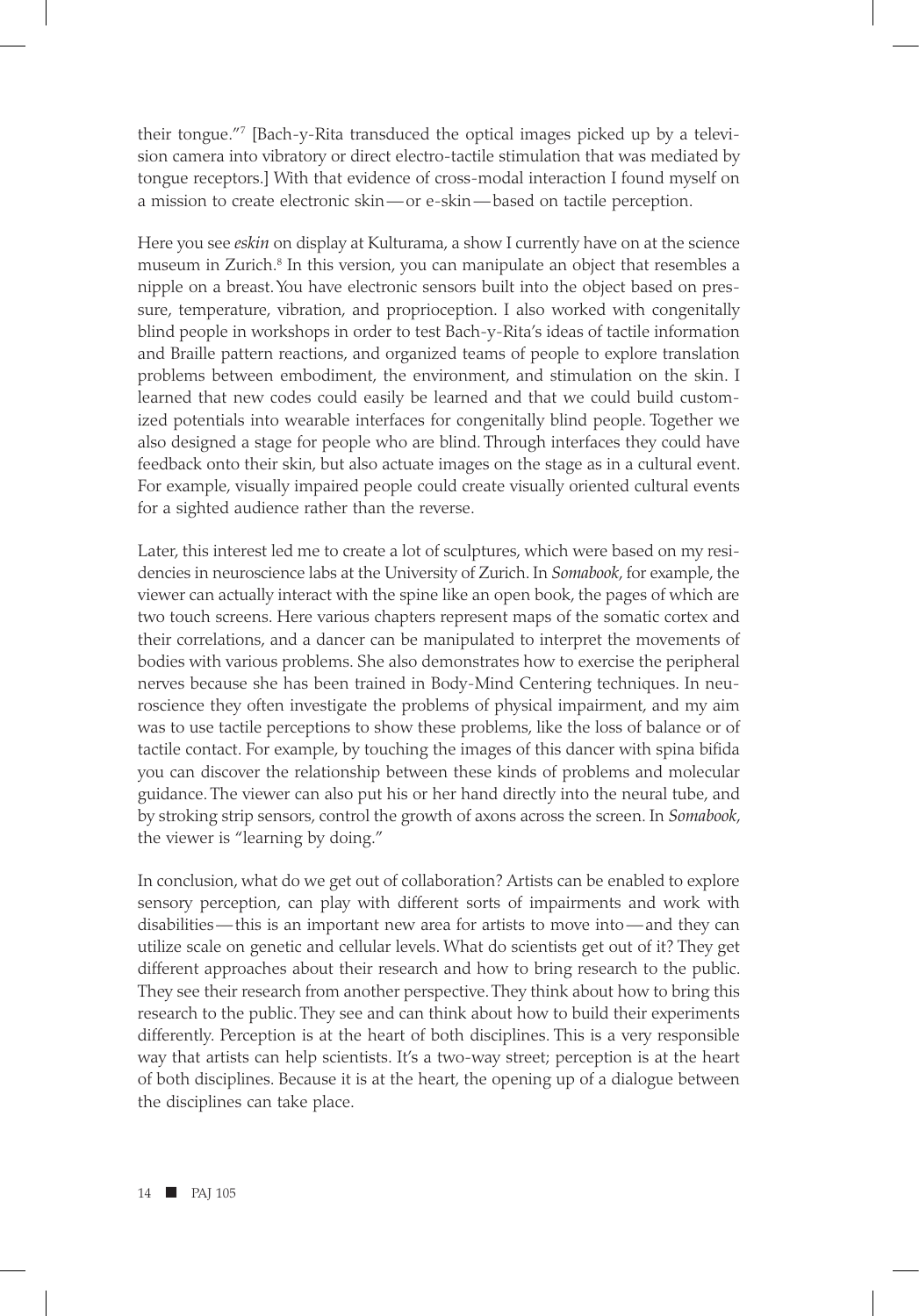their tongue."[7] [Bach-y-Rita transduced the optical images picked up by a television camera into vibratory or direct electro-tactile stimulation that was mediated by tongue receptors.] With that evidence of cross-modal interaction I found myself on a mission to create electronic skin—or e-skin—based on tactile perception.

Here you see *eskin* on display at Kulturama, a show I currently have on at the science museum in Zurich.[8] In this version, you can manipulate an object that resembles a nipple on a breast. You have electronic sensors built into the object based on pressure, temperature, vibration, and proprioception. I also worked with congenitally blind people in workshops in order to test Bach-y-Rita's ideas of tactile information and Braille pattern reactions, and organized teams of people to explore translation problems between embodiment, the environment, and stimulation on the skin. I learned that new codes could easily be learned and that we could build customized potentials into wearable interfaces for congenitally blind people. Together we also designed a stage for people who are blind. Through interfaces they could have feedback onto their skin, but also actuate images on the stage as in a cultural event. For example, visually impaired people could create visually oriented cultural events for a sighted audience rather than the reverse.

Later, this interest led me to create a lot of sculptures, which were based on my residencies in neuroscience labs at the University of Zurich. In *Somabook*, for example, the viewer can actually interact with the spine like an open book, the pages of which are two touch screens. Here various chapters represent maps of the somatic cortex and their correlations, and a dancer can be manipulated to interpret the movements of bodies with various problems. She also demonstrates how to exercise the peripheral nerves because she has been trained in Body-Mind Centering techniques. In neuroscience they often investigate the problems of physical impairment, and my aim was to use tactile perceptions to show these problems, like the loss of balance or of tactile contact. For example, by touching the images of this dancer with spina bifida you can discover the relationship between these kinds of problems and molecular guidance. The viewer can also put his or her hand directly into the neural tube, and by stroking strip sensors, control the growth of axons across the screen. In *Somabook*, the viewer is "learning by doing."

In conclusion, what do we get out of collaboration? Artists can be enabled to explore sensory perception, can play with different sorts of impairments and work with disabilities—this is an important new area for artists to move into—and they can utilize scale on genetic and cellular levels. What do scientists get out of it? They get different approaches about their research and how to bring research to the public. They see their research from another perspective. They think about how to bring this research to the public. They see and can think about how to build their experiments differently. Perception is at the heart of both disciplines. This is a very responsible way that artists can help scientists. It's a two-way street; perception is at the heart of both disciplines. Because it is at the heart, the opening up of a dialogue between the disciplines can take place.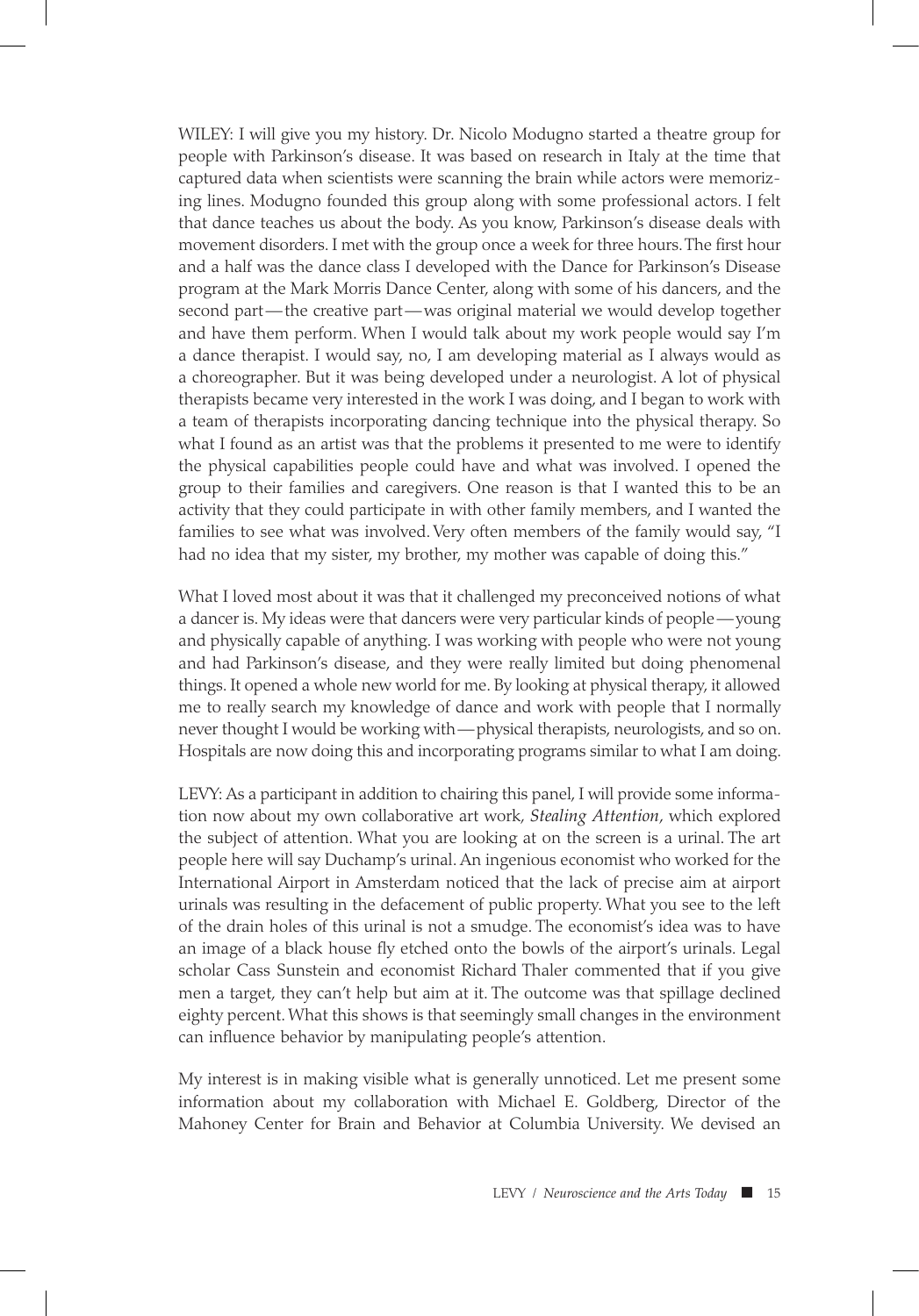WILEY: I will give you my history. Dr. Nicolo Modugno started a theatre group for people with Parkinson's disease. It was based on research in Italy at the time that captured data when scientists were scanning the brain while actors were memorizing lines. Modugno founded this group along with some professional actors. I felt that dance teaches us about the body. As you know, Parkinson's disease deals with movement disorders. I met with the group once a week for three hours. The first hour and a half was the dance class I developed with the Dance for Parkinson's Disease program at the Mark Morris Dance Center, along with some of his dancers, and the second part—the creative part—was original material we would develop together and have them perform. When I would talk about my work people would say I'm a dance therapist. I would say, no, I am developing material as I always would as a choreographer. But it was being developed under a neurologist. A lot of physical therapists became very interested in the work I was doing, and I began to work with a team of therapists incorporating dancing technique into the physical therapy. So what I found as an artist was that the problems it presented to me were to identify the physical capabilities people could have and what was involved. I opened the group to their families and caregivers. One reason is that I wanted this to be an activity that they could participate in with other family members, and I wanted the families to see what was involved. Very often members of the family would say, "I had no idea that my sister, my brother, my mother was capable of doing this."

What I loved most about it was that it challenged my preconceived notions of what a dancer is. My ideas were that dancers were very particular kinds of people—young and physically capable of anything. I was working with people who were not young and had Parkinson's disease, and they were really limited but doing phenomenal things. It opened a whole new world for me. By looking at physical therapy, it allowed me to really search my knowledge of dance and work with people that I normally never thought I would be working with—physical therapists, neurologists, and so on. Hospitals are now doing this and incorporating programs similar to what I am doing.

LEVY: As a participant in addition to chairing this panel, I will provide some information now about my own collaborative art work, *Stealing Attention*, which explored the subject of attention. What you are looking at on the screen is a urinal. The art people here will say Duchamp's urinal. An ingenious economist who worked for the International Airport in Amsterdam noticed that the lack of precise aim at airport urinals was resulting in the defacement of public property. What you see to the left of the drain holes of this urinal is not a smudge. The economist's idea was to have an image of a black house fly etched onto the bowls of the airport's urinals. Legal scholar Cass Sunstein and economist Richard Thaler commented that if you give men a target, they can't help but aim at it. The outcome was that spillage declined eighty percent. What this shows is that seemingly small changes in the environment can influence behavior by manipulating people's attention.

My interest is in making visible what is generally unnoticed. Let me present some information about my collaboration with Michael E. Goldberg, Director of the Mahoney Center for Brain and Behavior at Columbia University. We devised an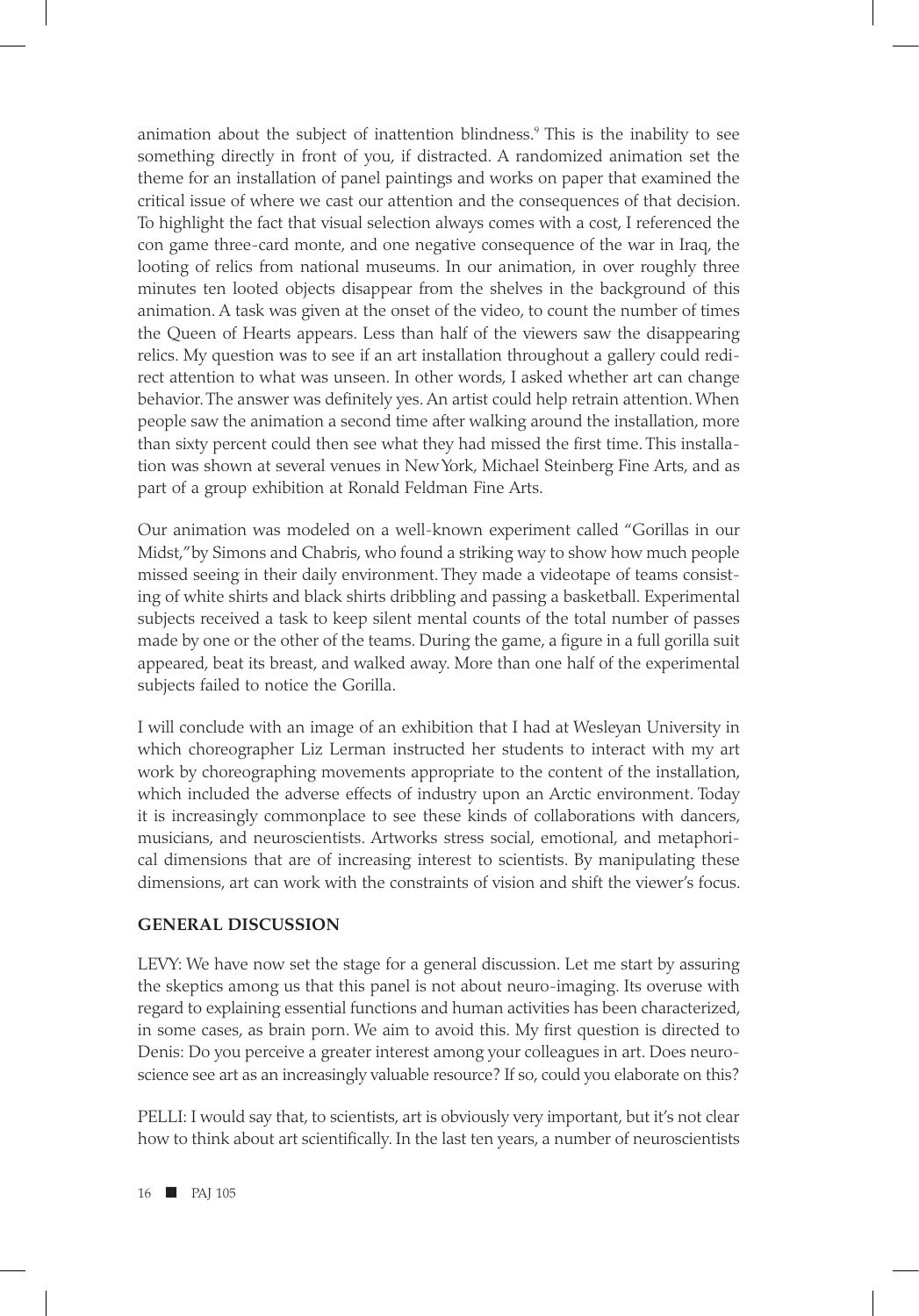animation about the subject of inattention blindness.[9] This is the inability to see something directly in front of you, if distracted. A randomized animation set the theme for an installation of panel paintings and works on paper that examined the critical issue of where we cast our attention and the consequences of that decision. To highlight the fact that visual selection always comes with a cost, I referenced the con game three-card monte, and one negative consequence of the war in Iraq, the looting of relics from national museums. In our animation, in over roughly three minutes ten looted objects disappear from the shelves in the background of this animation. A task was given at the onset of the video, to count the number of times the Queen of Hearts appears. Less than half of the viewers saw the disappearing relics. My question was to see if an art installation throughout a gallery could redirect attention to what was unseen. In other words, I asked whether art can change behavior. The answer was definitely yes. An artist could help retrain attention. When people saw the animation a second time after walking around the installation, more than sixty percent could then see what they had missed the first time. This installation was shown at several venues in New York, Michael Steinberg Fine Arts, and as part of a group exhibition at Ronald Feldman Fine Arts.

Our animation was modeled on a well-known experiment called "Gorillas in our Midst," by Simons and Chabris, who found a striking way to show how much people missed seeing in their daily environment. They made a videotape of teams consisting of white shirts and black shirts dribbling and passing a basketball. Experimental subjects received a task to keep silent mental counts of the total number of passes made by one or the other of the teams. During the game, a figure in a full gorilla suit appeared, beat its breast, and walked away. More than one half of the experimental subjects failed to notice the Gorilla.

I will conclude with an image of an exhibition that I had at Wesleyan University in which choreographer Liz Lerman instructed her students to interact with my art work by choreographing movements appropriate to the content of the installation, which included the adverse effects of industry upon an Arctic environment. Today it is increasingly commonplace to see these kinds of collaborations with dancers, musicians, and neuroscientists. Artworks stress social, emotional, and metaphorical dimensions that are of increasing interest to scientists. By manipulating these dimensions, art can work with the constraints of vision and shift the viewer's focus.

## GENERAL DISCUSSION

LEVY: We have now set the stage for a general discussion. Let me start by assuring the skeptics among us that this panel is not about neuro-imaging. Its overuse with regard to explaining essential functions and human activities has been characterized, in some cases, as brain porn. We aim to avoid this. My first question is directed to Denis: Do you perceive a greater interest among your colleagues in art. Does neuroscience see art as an increasingly valuable resource? If so, could you elaborate on this?

PELLI: I would say that, to scientists, art is obviously very important, but it's not clear how to think about art scientifically. In the last ten years, a number of neuroscientists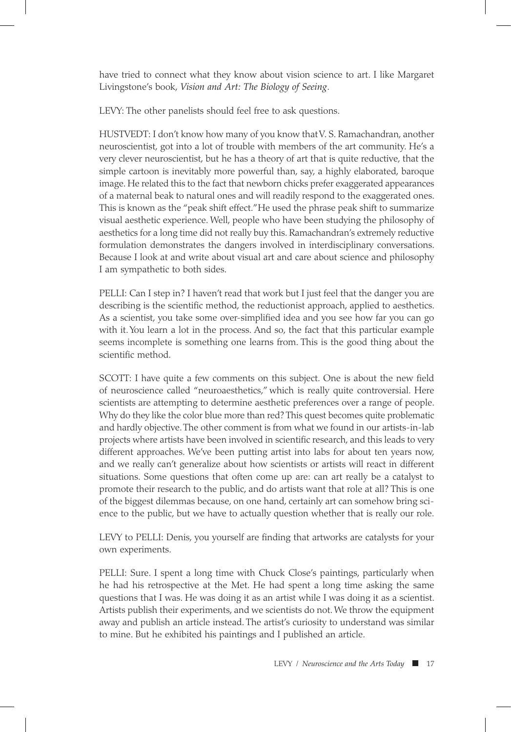have tried to connect what they know about vision science to art. I like Margaret Livingstone's book, *Vision and Art: The Biology of Seeing*.

LEVY: The other panelists should feel free to ask questions.

HUSTVEDT: I don't know how many of you know that V. S. Ramachandran, another neuroscientist, got into a lot of trouble with members of the art community. He's a very clever neuroscientist, but he has a theory of art that is quite reductive, that the simple cartoon is inevitably more powerful than, say, a highly elaborated, baroque image. He related this to the fact that newborn chicks prefer exaggerated appearances of a maternal beak to natural ones and will readily respond to the exaggerated ones. This is known as the "peak shift effect." He used the phrase peak shift to summarize visual aesthetic experience. Well, people who have been studying the philosophy of aesthetics for a long time did not really buy this. Ramachandran's extremely reductive formulation demonstrates the dangers involved in interdisciplinary conversations. Because I look at and write about visual art and care about science and philosophy I am sympathetic to both sides.

PELLI: Can I step in? I haven't read that work but I just feel that the danger you are describing is the scientific method, the reductionist approach, applied to aesthetics. As a scientist, you take some over-simplified idea and you see how far you can go with it. You learn a lot in the process. And so, the fact that this particular example seems incomplete is something one learns from. This is the good thing about the scientific method.

SCOTT: I have quite a few comments on this subject. One is about the new field of neuroscience called "neuroaesthetics," which is really quite controversial. Here scientists are attempting to determine aesthetic preferences over a range of people. Why do they like the color blue more than red? This quest becomes quite problematic and hardly objective. The other comment is from what we found in our artists-in-lab projects where artists have been involved in scientific research, and this leads to very different approaches. We've been putting artist into labs for about ten years now, and we really can't generalize about how scientists or artists will react in different situations. Some questions that often come up are: can art really be a catalyst to promote their research to the public, and do artists want that role at all? This is one of the biggest dilemmas because, on one hand, certainly art can somehow bring science to the public, but we have to actually question whether that is really our role.

LEVY to PELLI: Denis, you yourself are finding that artworks are catalysts for your own experiments.

PELLI: Sure. I spent a long time with Chuck Close's paintings, particularly when he had his retrospective at the Met. He had spent a long time asking the same questions that I was. He was doing it as an artist while I was doing it as a scientist. Artists publish their experiments, and we scientists do not. We throw the equipment away and publish an article instead. The artist's curiosity to understand was similar to mine. But he exhibited his paintings and I published an article.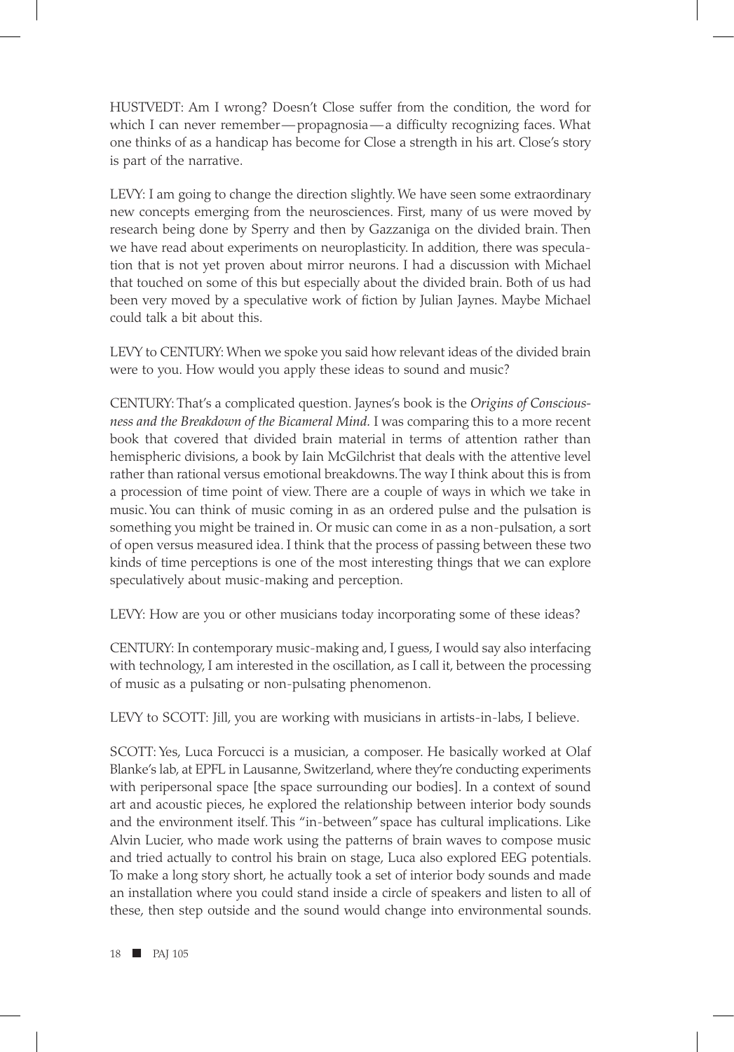HUSTVEDT: Am I wrong? Doesn't Close suffer from the condition, the word for which I can never remember—propagnosia—a difficulty recognizing faces. What one thinks of as a handicap has become for Close a strength in his art. Close's story is part of the narrative.

LEVY: I am going to change the direction slightly. We have seen some extraordinary new concepts emerging from the neurosciences. First, many of us were moved by research being done by Sperry and then by Gazzaniga on the divided brain. Then we have read about experiments on neuroplasticity. In addition, there was speculation that is not yet proven about mirror neurons. I had a discussion with Michael that touched on some of this but especially about the divided brain. Both of us had been very moved by a speculative work of fiction by Julian Jaynes. Maybe Michael could talk a bit about this.

LEVY to CENTURY: When we spoke you said how relevant ideas of the divided brain were to you. How would you apply these ideas to sound and music?

CENTURY: That's a complicated question. Jaynes's book is the *Origins of Consciousness and the Breakdown of the Bicameral Mind.* I was comparing this to a more recent book that covered that divided brain material in terms of attention rather than hemispheric divisions, a book by Iain McGilchrist that deals with the attentive level rather than rational versus emotional breakdowns. The way I think about this is from a procession of time point of view. There are a couple of ways in which we take in music. You can think of music coming in as an ordered pulse and the pulsation is something you might be trained in. Or music can come in as a non-pulsation, a sort of open versus measured idea. I think that the process of passing between these two kinds of time perceptions is one of the most interesting things that we can explore speculatively about music-making and perception.

LEVY: How are you or other musicians today incorporating some of these ideas?

CENTURY: In contemporary music-making and, I guess, I would say also interfacing with technology, I am interested in the oscillation, as I call it, between the processing of music as a pulsating or non-pulsating phenomenon.

LEVY to SCOTT: Jill, you are working with musicians in artists-in-labs, I believe.

SCOTT: Yes, Luca Forcucci is a musician, a composer. He basically worked at Olaf Blanke's lab, at EPFL in Lausanne, Switzerland, where they're conducting experiments with peripersonal space [the space surrounding our bodies]. In a context of sound art and acoustic pieces, he explored the relationship between interior body sounds and the environment itself. This "in-between" space has cultural implications. Like Alvin Lucier, who made work using the patterns of brain waves to compose music and tried actually to control his brain on stage, Luca also explored EEG potentials. To make a long story short, he actually took a set of interior body sounds and made an installation where you could stand inside a circle of speakers and listen to all of these, then step outside and the sound would change into environmental sounds.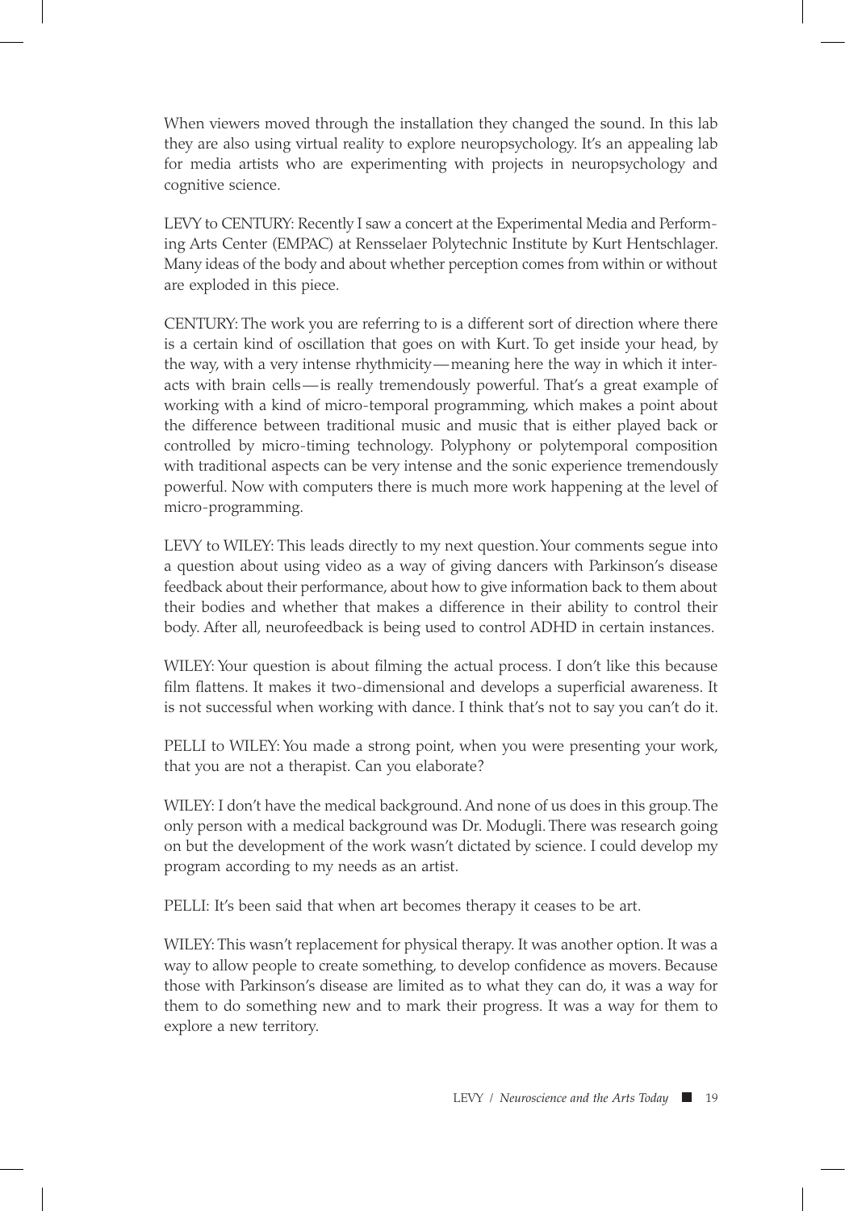When viewers moved through the installation they changed the sound. In this lab they are also using virtual reality to explore neuropsychology. It's an appealing lab for media artists who are experimenting with projects in neuropsychology and cognitive science.

LEVY to CENTURY: Recently I saw a concert at the Experimental Media and Performing Arts Center (EMPAC) at Rensselaer Polytechnic Institute by Kurt Hentschlager. Many ideas of the body and about whether perception comes from within or without are exploded in this piece.

CENTURY: The work you are referring to is a different sort of direction where there is a certain kind of oscillation that goes on with Kurt. To get inside your head, by the way, with a very intense rhythmicity—meaning here the way in which it interacts with brain cells—is really tremendously powerful. That's a great example of working with a kind of micro-temporal programming, which makes a point about the difference between traditional music and music that is either played back or controlled by micro-timing technology. Polyphony or polytemporal composition with traditional aspects can be very intense and the sonic experience tremendously powerful. Now with computers there is much more work happening at the level of micro-programming.

LEVY to WILEY: This leads directly to my next question. Your comments segue into a question about using video as a way of giving dancers with Parkinson's disease feedback about their performance, about how to give information back to them about their bodies and whether that makes a difference in their ability to control their body. After all, neurofeedback is being used to control ADHD in certain instances.

WILEY: Your question is about filming the actual process. I don't like this because film flattens. It makes it two-dimensional and develops a superficial awareness. It is not successful when working with dance. I think that's not to say you can't do it.

PELLI to WILEY: You made a strong point, when you were presenting your work, that you are not a therapist. Can you elaborate?

WILEY: I don't have the medical background. And none of us does in this group. The only person with a medical background was Dr. Modugli. There was research going on but the development of the work wasn't dictated by science. I could develop my program according to my needs as an artist.

PELLI: It's been said that when art becomes therapy it ceases to be art.

WILEY: This wasn't replacement for physical therapy. It was another option. It was a way to allow people to create something, to develop confidence as movers. Because those with Parkinson's disease are limited as to what they can do, it was a way for them to do something new and to mark their progress. It was a way for them to explore a new territory.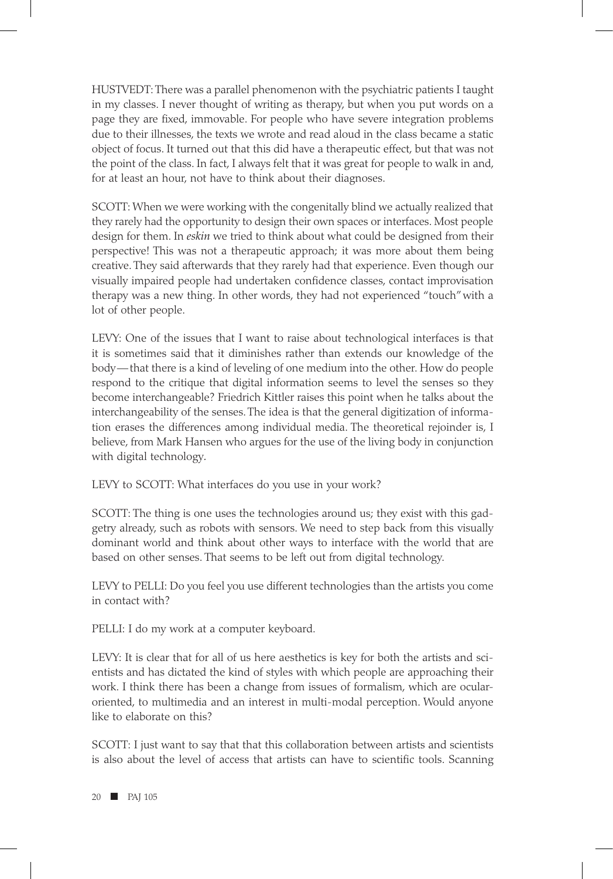HUSTVEDT: There was a parallel phenomenon with the psychiatric patients I taught in my classes. I never thought of writing as therapy, but when you put words on a page they are fixed, immovable. For people who have severe integration problems due to their illnesses, the texts we wrote and read aloud in the class became a static object of focus. It turned out that this did have a therapeutic effect, but that was not the point of the class. In fact, I always felt that it was great for people to walk in and, for at least an hour, not have to think about their diagnoses.

SCOTT: When we were working with the congenitally blind we actually realized that they rarely had the opportunity to design their own spaces or interfaces. Most people design for them. In *eskin* we tried to think about what could be designed from their perspective! This was not a therapeutic approach; it was more about them being creative. They said afterwards that they rarely had that experience. Even though our visually impaired people had undertaken confidence classes, contact improvisation therapy was a new thing. In other words, they had not experienced "touch" with a lot of other people.

LEVY: One of the issues that I want to raise about technological interfaces is that it is sometimes said that it diminishes rather than extends our knowledge of the body—that there is a kind of leveling of one medium into the other. How do people respond to the critique that digital information seems to level the senses so they become interchangeable? Friedrich Kittler raises this point when he talks about the interchangeability of the senses. The idea is that the general digitization of information erases the differences among individual media. The theoretical rejoinder is, I believe, from Mark Hansen who argues for the use of the living body in conjunction with digital technology.

LEVY to SCOTT: What interfaces do you use in your work?

SCOTT: The thing is one uses the technologies around us; they exist with this gadgetry already, such as robots with sensors. We need to step back from this visually dominant world and think about other ways to interface with the world that are based on other senses. That seems to be left out from digital technology.

LEVY to PELLI: Do you feel you use different technologies than the artists you come in contact with?

PELLI: I do my work at a computer keyboard.

LEVY: It is clear that for all of us here aesthetics is key for both the artists and scientists and has dictated the kind of styles with which people are approaching their work. I think there has been a change from issues of formalism, which are ocular-oriented, to multimedia and an interest in multi-modal perception. Would anyone like to elaborate on this?

SCOTT: I just want to say that that this collaboration between artists and scientists is also about the level of access that artists can have to scientific tools. Scanning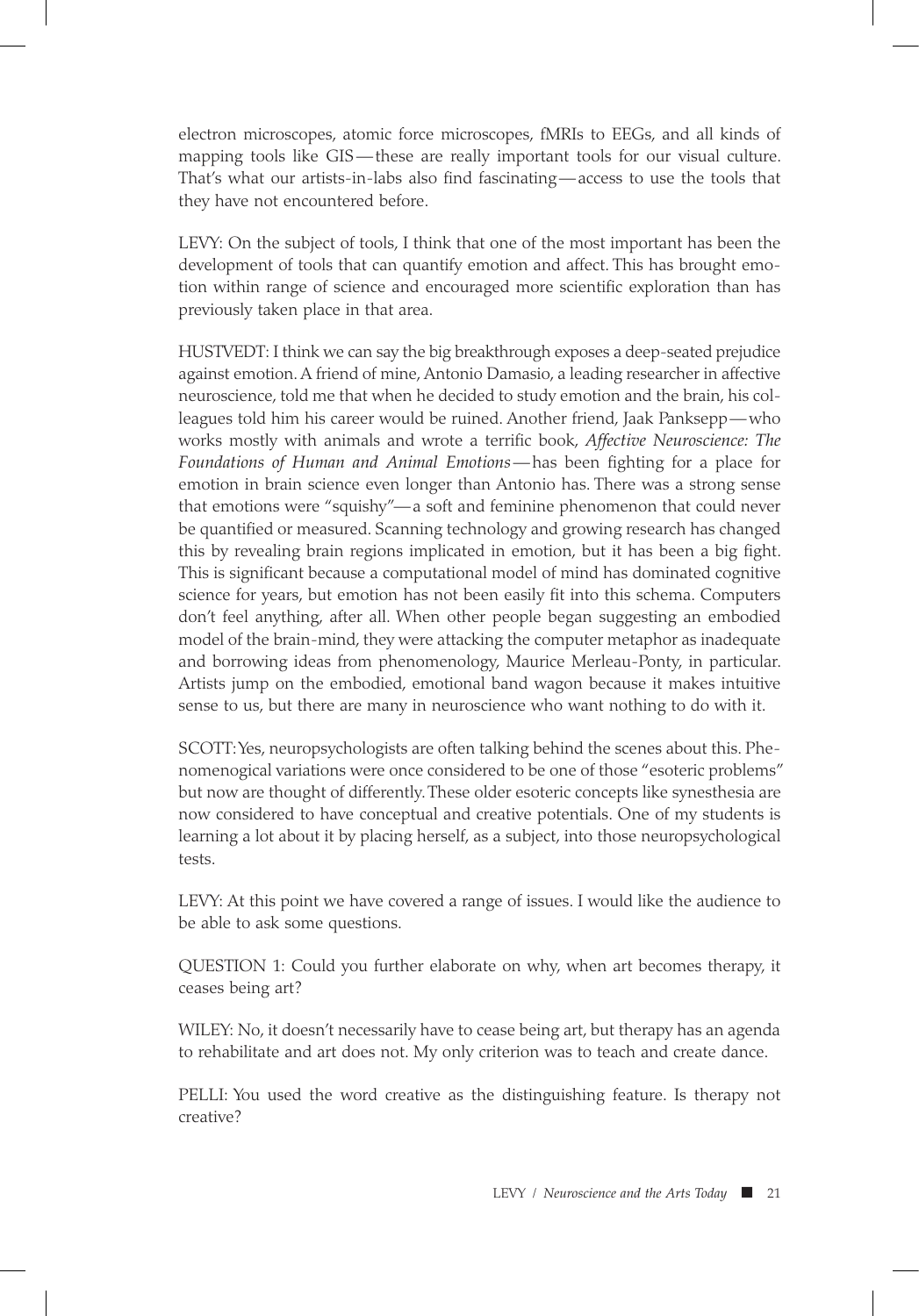electron microscopes, atomic force microscopes, fMRIs to EEGs, and all kinds of mapping tools like GIS—these are really important tools for our visual culture. That's what our artists-in-labs also find fascinating—access to use the tools that they have not encountered before.

LEVY: On the subject of tools, I think that one of the most important has been the development of tools that can quantify emotion and affect. This has brought emotion within range of science and encouraged more scientific exploration than has previously taken place in that area.

HUSTVEDT: I think we can say the big breakthrough exposes a deep-seated prejudice against emotion. A friend of mine, Antonio Damasio, a leading researcher in affective neuroscience, told me that when he decided to study emotion and the brain, his colleagues told him his career would be ruined. Another friend, Jaak Panksepp—who works mostly with animals and wrote a terrific book, *Affective Neuroscience: The Foundations of Human and Animal Emotions*—has been fighting for a place for emotion in brain science even longer than Antonio has. There was a strong sense that emotions were "squishy"—a soft and feminine phenomenon that could never be quantified or measured. Scanning technology and growing research has changed this by revealing brain regions implicated in emotion, but it has been a big fight. This is significant because a computational model of mind has dominated cognitive science for years, but emotion has not been easily fit into this schema. Computers don't feel anything, after all. When other people began suggesting an embodied model of the brain-mind, they were attacking the computer metaphor as inadequate and borrowing ideas from phenomenology, Maurice Merleau-Ponty, in particular. Artists jump on the embodied, emotional band wagon because it makes intuitive sense to us, but there are many in neuroscience who want nothing to do with it.

SCOTT: Yes, neuropsychologists are often talking behind the scenes about this. Phenomenogical variations were once considered to be one of those "esoteric problems" but now are thought of differently. These older esoteric concepts like synesthesia are now considered to have conceptual and creative potentials. One of my students is learning a lot about it by placing herself, as a subject, into those neuropsychological tests.

LEVY: At this point we have covered a range of issues. I would like the audience to be able to ask some questions.

QUESTION 1: Could you further elaborate on why, when art becomes therapy, it ceases being art?

WILEY: No, it doesn't necessarily have to cease being art, but therapy has an agenda to rehabilitate and art does not. My only criterion was to teach and create dance.

PELLI: You used the word creative as the distinguishing feature. Is therapy not creative?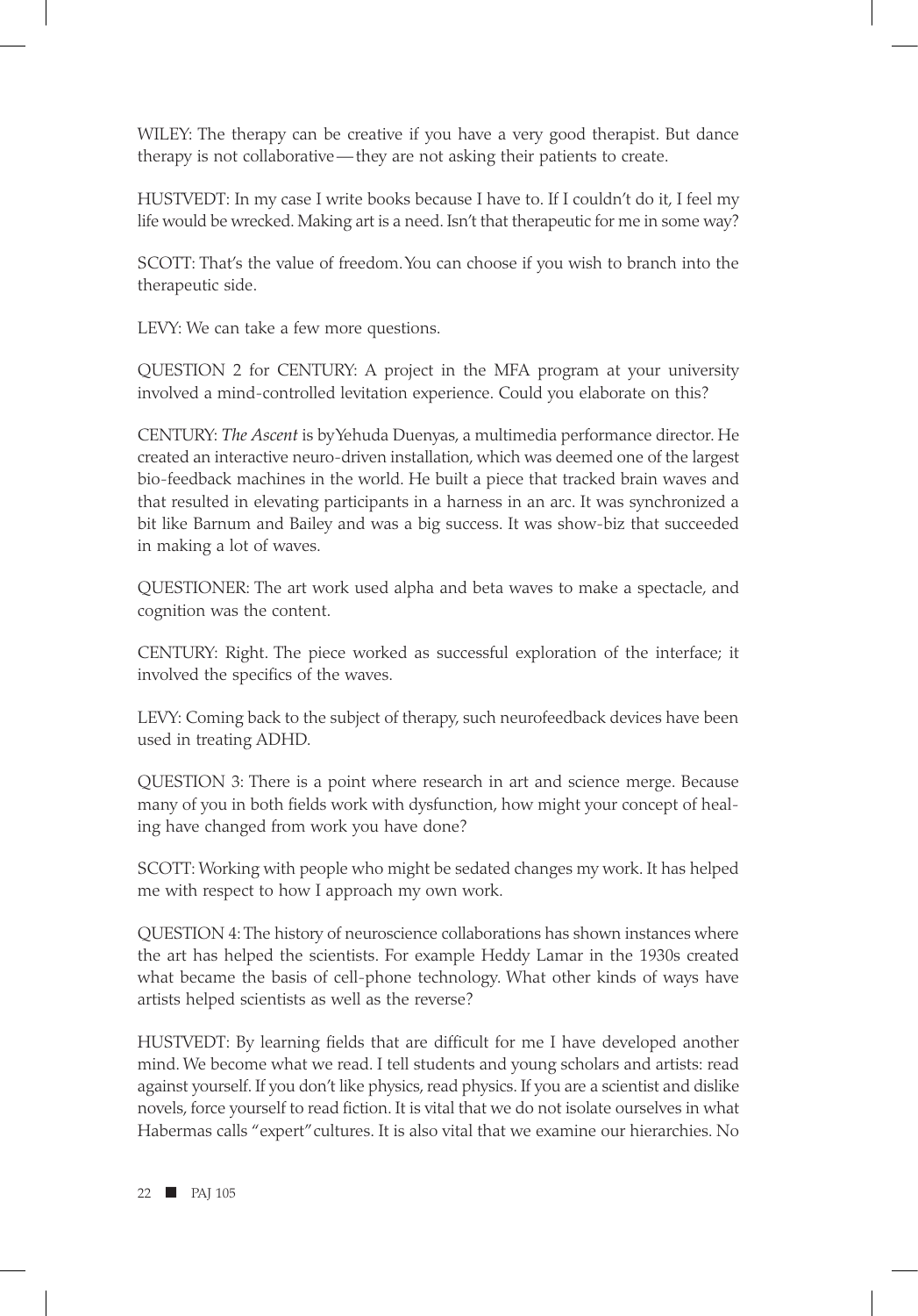WILEY: The therapy can be creative if you have a very good therapist. But dance therapy is not collaborative—they are not asking their patients to create.

HUSTVEDT: In my case I write books because I have to. If I couldn't do it, I feel my life would be wrecked. Making art is a need. Isn't that therapeutic for me in some way?

SCOTT: That's the value of freedom. You can choose if you wish to branch into the therapeutic side.

LEVY: We can take a few more questions.

QUESTION 2 for CENTURY: A project in the MFA program at your university involved a mind-controlled levitation experience. Could you elaborate on this?

CENTURY: *The Ascent* is by Yehuda Duenyas, a multimedia performance director. He created an interactive neuro-driven installation, which was deemed one of the largest bio-feedback machines in the world. He built a piece that tracked brain waves and that resulted in elevating participants in a harness in an arc. It was synchronized a bit like Barnum and Bailey and was a big success. It was show-biz that succeeded in making a lot of waves.

QUESTIONER: The art work used alpha and beta waves to make a spectacle, and cognition was the content.

CENTURY: Right. The piece worked as successful exploration of the interface; it involved the specifics of the waves.

LEVY: Coming back to the subject of therapy, such neurofeedback devices have been used in treating ADHD.

QUESTION 3: There is a point where research in art and science merge. Because many of you in both fields work with dysfunction, how might your concept of healing have changed from work you have done?

SCOTT: Working with people who might be sedated changes my work. It has helped me with respect to how I approach my own work.

QUESTION 4: The history of neuroscience collaborations has shown instances where the art has helped the scientists. For example Heddy Lamar in the 1930s created what became the basis of cell-phone technology. What other kinds of ways have artists helped scientists as well as the reverse?

HUSTVEDT: By learning fields that are difficult for me I have developed another mind. We become what we read. I tell students and young scholars and artists: read against yourself. If you don't like physics, read physics. If you are a scientist and dislike novels, force yourself to read fiction. It is vital that we do not isolate ourselves in what Habermas calls "expert" cultures. It is also vital that we examine our hierarchies. No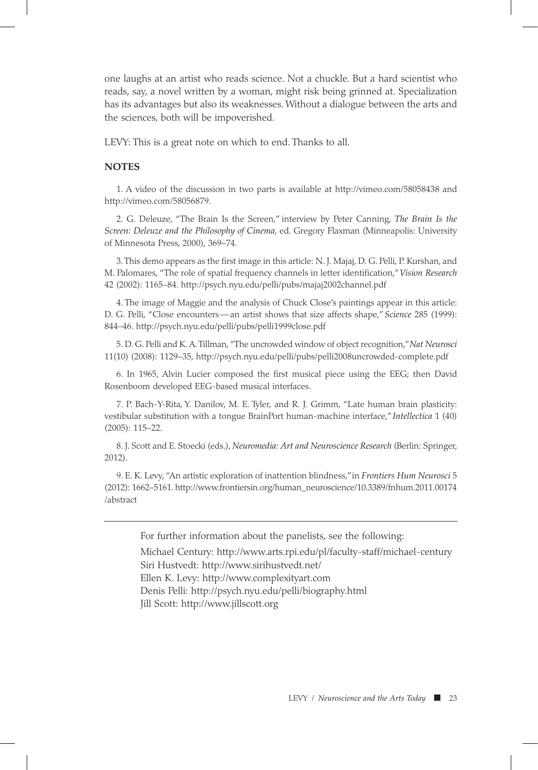one laughs at an artist who reads science. Not a chuckle. But a hard scientist who reads, say, a novel written by a woman, might risk being grinned at. Specialization has its advantages but also its weaknesses. Without a dialogue between the arts and the sciences, both will be impoverished.

LEVY: This is a great note on which to end. Thanks to all.

**NOTES**

1. A video of the discussion in two parts is available at http://vimeo.com/58058438 and http://vimeo.com/58056879.

2. G. Deleuze, "The Brain Is the Screen," interview by Peter Canning, *The Brain Is the Screen: Deleuze and the Philosophy of Cinema*, ed. Gregory Flaxman (Minneapolis: University of Minnesota Press, 2000), 369–74.

3. This demo appears as the first image in this article: N. J. Majaj, D. G. Pelli, P. Kurshan, and M. Palomares, "The role of spatial frequency channels in letter identification," *Vision Research* 42 (2002): 1165–84. http://psych.nyu.edu/pelli/pubs/majaj2002channel.pdf

4. The image of Maggie and the analysis of Chuck Close's paintings appear in this article: D. G. Pelli, "Close encounters—an artist shows that size affects shape," *Science* 285 (1999): 844–46. http://psych.nyu.edu/pelli/pubs/pelli1999close.pdf

5. D. G. Pelli and K. A. Tillman, "The uncrowded window of object recognition," *Nat Neurosci* 11(10) (2008): 1129–35, http://psych.nyu.edu/pelli/pubs/pelli2008uncrowded-complete.pdf

6. In 1965, Alvin Lucier composed the first musical piece using the EEG; then David Rosenboom developed EEG-based musical interfaces.

7. P. Bach-Y-Rita, Y. Danilov, M. E. Tyler, and R. J. Grimm, "Late human brain plasticity: vestibular substitution with a tongue BrainPort human-machine interface," *Intellectica* 1 (40) (2005): 115–22.

8. J. Scott and E. Stoecki (eds.), *Neuromedia: Art and Neuroscience Research* (Berlin: Springer, 2012).

9. E. K. Levy, "An artistic exploration of inattention blindness," in *Frontiers Hum Neurosci* 5 (2012): 1662–5161. http://www.frontiersin.org/human_neuroscience/10.3389/fnhum.2011.00174/abstract

---

For further information about the panelists, see the following:

Michael Century: http://www.arts.rpi.edu/pl/faculty-staff/michael-century
Siri Hustvedt: http://www.sirihustvedt.net/
Ellen K. Levy: http://www.complexityart.com
Denis Pelli: http://psych.nyu.edu/pelli/biography.html
Jill Scott: http://www.jillscott.org